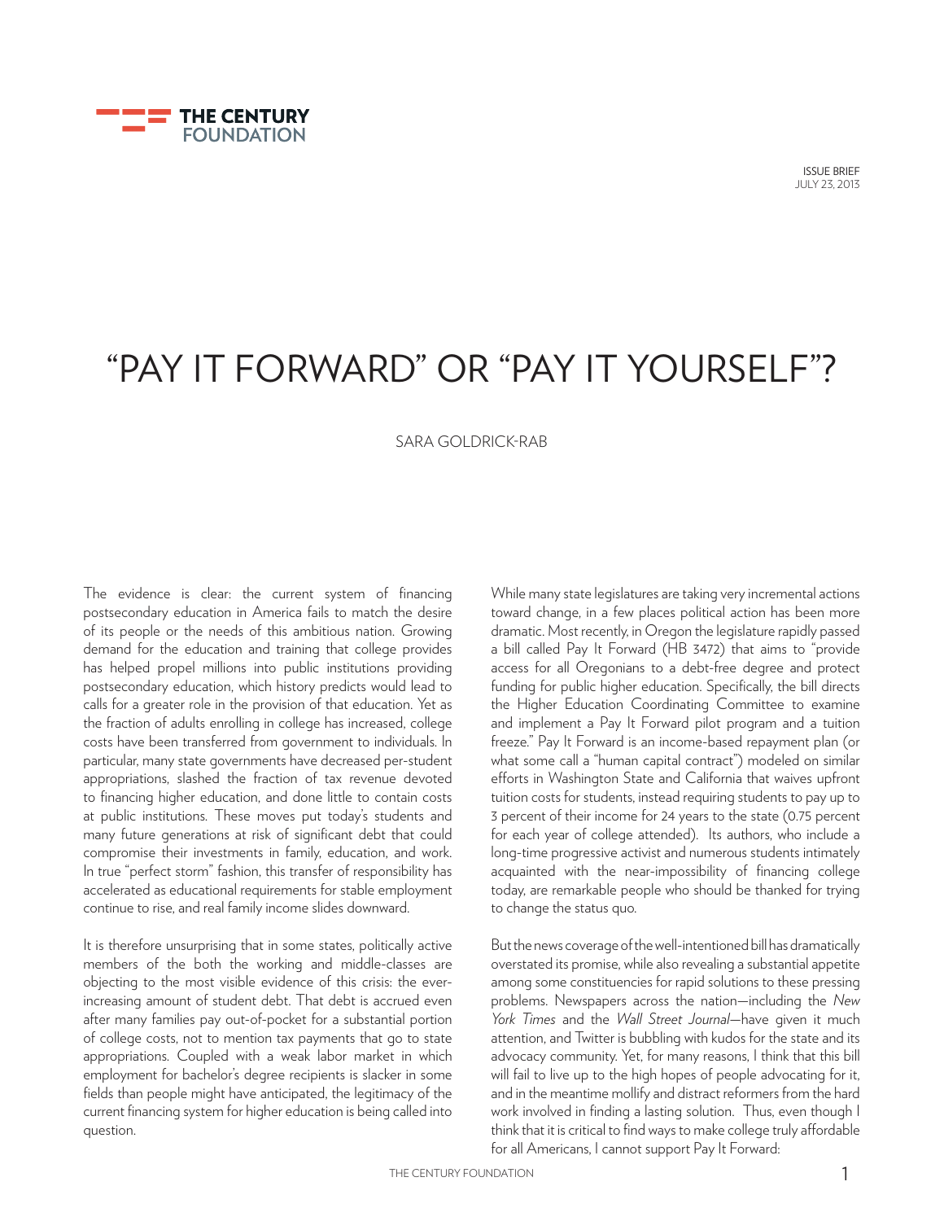THE CENTURY FOUNDATION

ISSUE BRIEF
JULY 23, 2013

# "PAY IT FORWARD" OR "PAY IT YOURSELF"?

SARA GOLDRICK-RAB

The evidence is clear: the current system of financing postsecondary education in America fails to match the desire of its people or the needs of this ambitious nation. Growing demand for the education and training that college provides has helped propel millions into public institutions providing postsecondary education, which history predicts would lead to calls for a greater role in the provision of that education. Yet as the fraction of adults enrolling in college has increased, college costs have been transferred from government to individuals. In particular, many state governments have decreased per-student appropriations, slashed the fraction of tax revenue devoted to financing higher education, and done little to contain costs at public institutions. These moves put today's students and many future generations at risk of significant debt that could compromise their investments in family, education, and work. In true "perfect storm" fashion, this transfer of responsibility has accelerated as educational requirements for stable employment continue to rise, and real family income slides downward.

It is therefore unsurprising that in some states, politically active members of the both the working and middle-classes are objecting to the most visible evidence of this crisis: the ever-increasing amount of student debt. That debt is accrued even after many families pay out-of-pocket for a substantial portion of college costs, not to mention tax payments that go to state appropriations. Coupled with a weak labor market in which employment for bachelor's degree recipients is slacker in some fields than people might have anticipated, the legitimacy of the current financing system for higher education is being called into question.

While many state legislatures are taking very incremental actions toward change, in a few places political action has been more dramatic. Most recently, in Oregon the legislature rapidly passed a bill called Pay It Forward (HB 3472) that aims to "provide access for all Oregonians to a debt-free degree and protect funding for public higher education. Specifically, the bill directs the Higher Education Coordinating Committee to examine and implement a Pay It Forward pilot program and a tuition freeze." Pay It Forward is an income-based repayment plan (or what some call a "human capital contract") modeled on similar efforts in Washington State and California that waives upfront tuition costs for students, instead requiring students to pay up to 3 percent of their income for 24 years to the state (0.75 percent for each year of college attended). Its authors, who include a long-time progressive activist and numerous students intimately acquainted with the near-impossibility of financing college today, are remarkable people who should be thanked for trying to change the status quo.

But the news coverage of the well-intentioned bill has dramatically overstated its promise, while also revealing a substantial appetite among some constituencies for rapid solutions to these pressing problems. Newspapers across the nation—including the *New York Times* and the *Wall Street Journal*—have given it much attention, and Twitter is bubbling with kudos for the state and its advocacy community. Yet, for many reasons, I think that this bill will fail to live up to the high hopes of people advocating for it, and in the meantime mollify and distract reformers from the hard work involved in finding a lasting solution. Thus, even though I think that it is critical to find ways to make college truly affordable for all Americans, I cannot support Pay It Forward: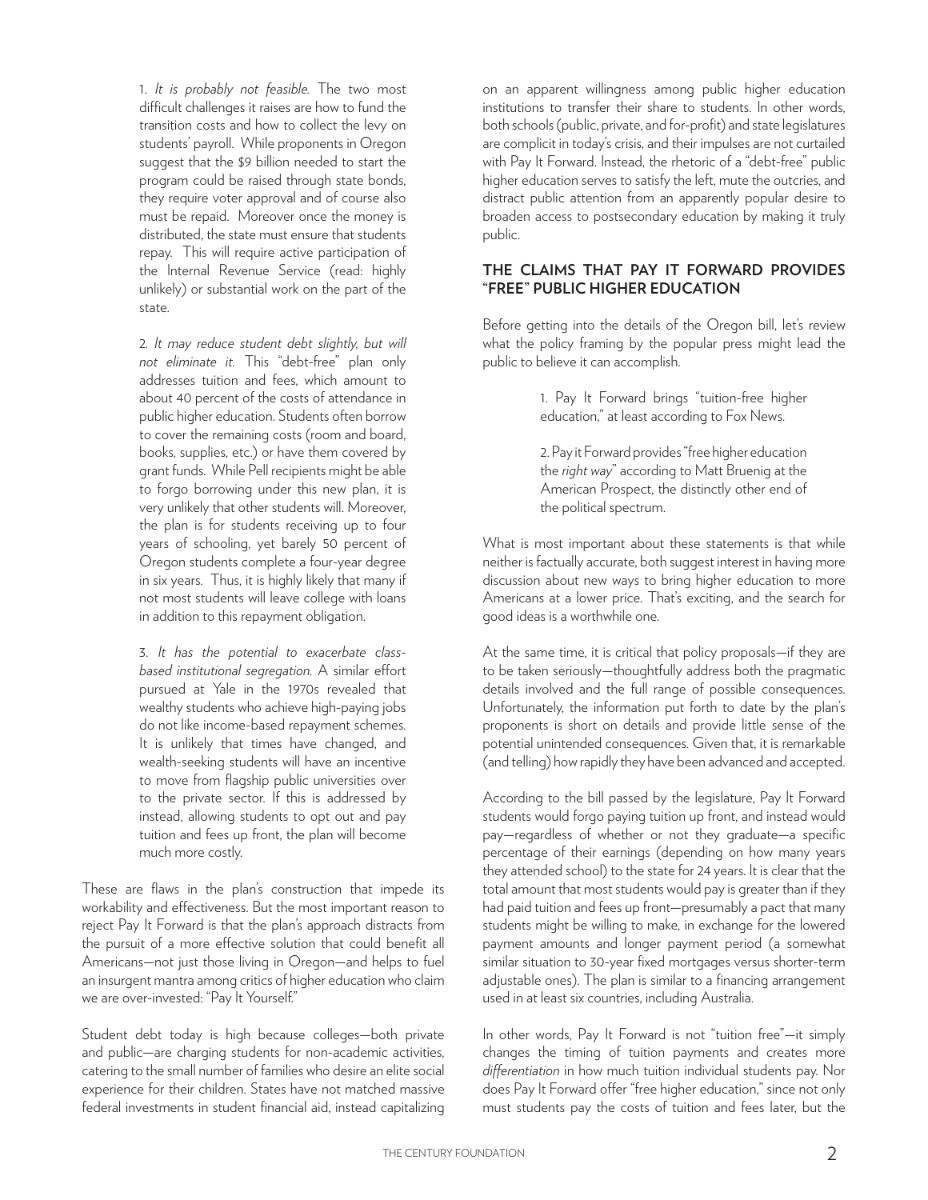1. *It is probably not feasible.* The two most difficult challenges it raises are how to fund the transition costs and how to collect the levy on students' payroll. While proponents in Oregon suggest that the $9 billion needed to start the program could be raised through state bonds, they require voter approval and of course also must be repaid. Moreover once the money is distributed, the state must ensure that students repay. This will require active participation of the Internal Revenue Service (read: highly unlikely) or substantial work on the part of the state.

2. *It may reduce student debt slightly, but will not eliminate it.* This "debt-free" plan only addresses tuition and fees, which amount to about 40 percent of the costs of attendance in public higher education. Students often borrow to cover the remaining costs (room and board, books, supplies, etc.) or have them covered by grant funds. While Pell recipients might be able to forgo borrowing under this new plan, it is very unlikely that other students will. Moreover, the plan is for students receiving up to four years of schooling, yet barely 50 percent of Oregon students complete a four-year degree in six years. Thus, it is highly likely that many if not most students will leave college with loans in addition to this repayment obligation.

3. *It has the potential to exacerbate class-based institutional segregation.* A similar effort pursued at Yale in the 1970s revealed that wealthy students who achieve high-paying jobs do not like income-based repayment schemes. It is unlikely that times have changed, and wealth-seeking students will have an incentive to move from flagship public universities over to the private sector. If this is addressed by instead, allowing students to opt out and pay tuition and fees up front, the plan will become much more costly.

These are flaws in the plan's construction that impede its workability and effectiveness. But the most important reason to reject Pay It Forward is that the plan's approach distracts from the pursuit of a more effective solution that could benefit all Americans—not just those living in Oregon—and helps to fuel an insurgent mantra among critics of higher education who claim we are over-invested: "Pay It Yourself."

Student debt today is high because colleges—both private and public—are charging students for non-academic activities, catering to the small number of families who desire an elite social experience for their children. States have not matched massive federal investments in student financial aid, instead capitalizing on an apparent willingness among public higher education institutions to transfer their share to students. In other words, both schools (public, private, and for-profit) and state legislatures are complicit in today's crisis, and their impulses are not curtailed with Pay It Forward. Instead, the rhetoric of a "debt-free" public higher education serves to satisfy the left, mute the outcries, and distract public attention from an apparently popular desire to broaden access to postsecondary education by making it truly public.

## THE CLAIMS THAT PAY IT FORWARD PROVIDES "FREE" PUBLIC HIGHER EDUCATION

Before getting into the details of the Oregon bill, let's review what the policy framing by the popular press might lead the public to believe it can accomplish.

1. Pay It Forward brings "tuition-free higher education," at least according to Fox News.

2. Pay it Forward provides "free higher education the *right way*" according to Matt Bruenig at the American Prospect, the distinctly other end of the political spectrum.

What is most important about these statements is that while neither is factually accurate, both suggest interest in having more discussion about new ways to bring higher education to more Americans at a lower price. That's exciting, and the search for good ideas is a worthwhile one.

At the same time, it is critical that policy proposals—if they are to be taken seriously—thoughtfully address both the pragmatic details involved and the full range of possible consequences. Unfortunately, the information put forth to date by the plan's proponents is short on details and provide little sense of the potential unintended consequences. Given that, it is remarkable (and telling) how rapidly they have been advanced and accepted.

According to the bill passed by the legislature, Pay It Forward students would forgo paying tuition up front, and instead would pay—regardless of whether or not they graduate—a specific percentage of their earnings (depending on how many years they attended school) to the state for 24 years. It is clear that the total amount that most students would pay is greater than if they had paid tuition and fees up front—presumably a pact that many students might be willing to make, in exchange for the lowered payment amounts and longer payment period (a somewhat similar situation to 30-year fixed mortgages versus shorter-term adjustable ones). The plan is similar to a financing arrangement used in at least six countries, including Australia.

In other words, Pay It Forward is not "tuition free"—it simply changes the timing of tuition payments and creates more *differentiation* in how much tuition individual students pay. Nor does Pay It Forward offer "free higher education," since not only must students pay the costs of tuition and fees later, but the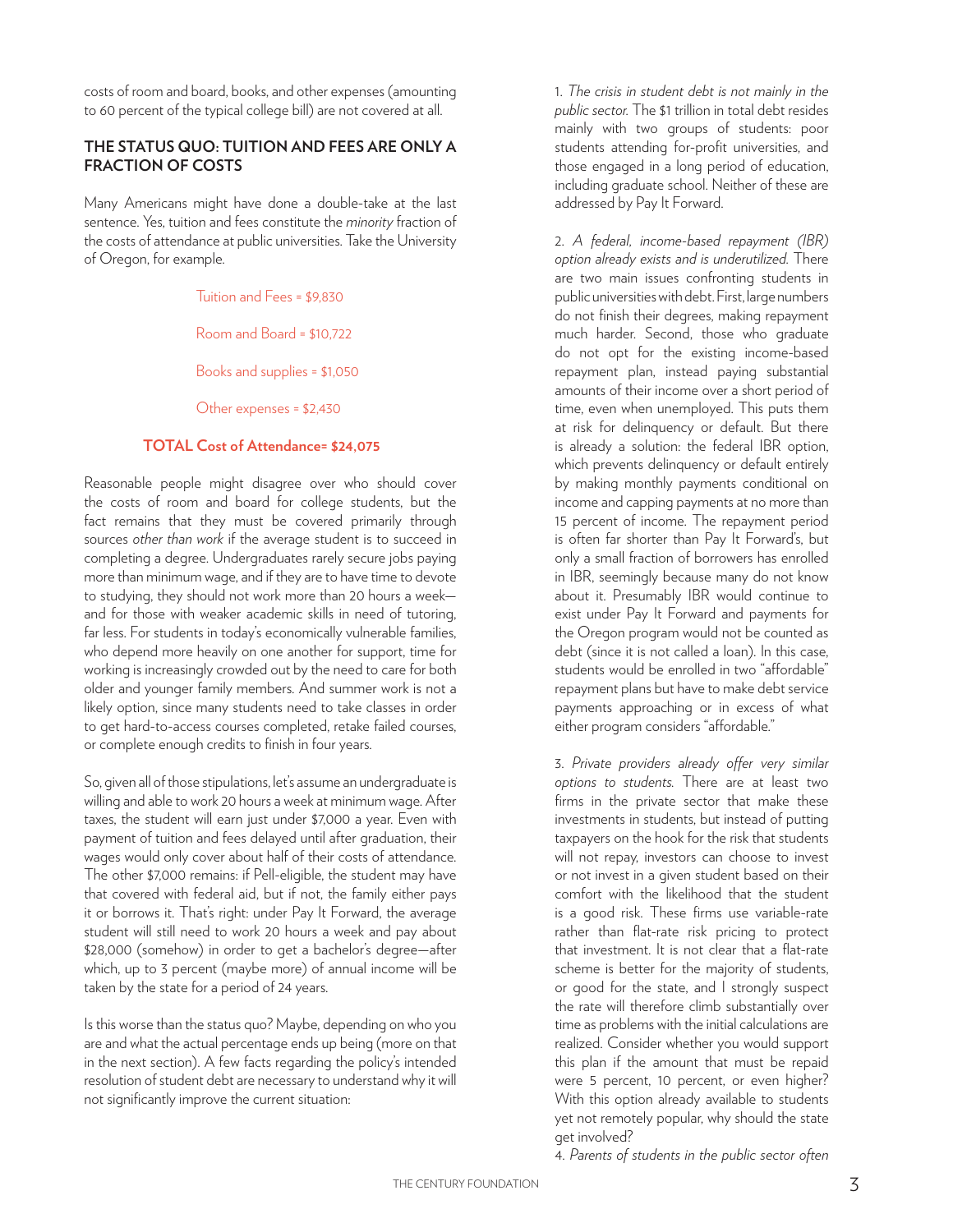costs of room and board, books, and other expenses (amounting to 60 percent of the typical college bill) are not covered at all.

## THE STATUS QUO: TUITION AND FEES ARE ONLY A FRACTION OF COSTS

Many Americans might have done a double-take at the last sentence. Yes, tuition and fees constitute the *minority* fraction of the costs of attendance at public universities. Take the University of Oregon, for example.

Tuition and Fees = $9,830

Room and Board = $10,722

Books and supplies = $1,050

Other expenses = $2,430

**TOTAL Cost of Attendance= $24,075**

Reasonable people might disagree over who should cover the costs of room and board for college students, but the fact remains that they must be covered primarily through sources *other than work* if the average student is to succeed in completing a degree. Undergraduates rarely secure jobs paying more than minimum wage, and if they are to have time to devote to studying, they should not work more than 20 hours a week—and for those with weaker academic skills in need of tutoring, far less. For students in today's economically vulnerable families, who depend more heavily on one another for support, time for working is increasingly crowded out by the need to care for both older and younger family members. And summer work is not a likely option, since many students need to take classes in order to get hard-to-access courses completed, retake failed courses, or complete enough credits to finish in four years.

So, given all of those stipulations, let's assume an undergraduate is willing and able to work 20 hours a week at minimum wage. After taxes, the student will earn just under $7,000 a year. Even with payment of tuition and fees delayed until after graduation, their wages would only cover about half of their costs of attendance. The other $7,000 remains: if Pell-eligible, the student may have that covered with federal aid, but if not, the family either pays it or borrows it. That's right: under Pay It Forward, the average student will still need to work 20 hours a week and pay about $28,000 (somehow) in order to get a bachelor's degree—after which, up to 3 percent (maybe more) of annual income will be taken by the state for a period of 24 years.

Is this worse than the status quo? Maybe, depending on who you are and what the actual percentage ends up being (more on that in the next section). A few facts regarding the policy's intended resolution of student debt are necessary to understand why it will not significantly improve the current situation:

1. *The crisis in student debt is not mainly in the public sector.* The $1 trillion in total debt resides mainly with two groups of students: poor students attending for-profit universities, and those engaged in a long period of education, including graduate school. Neither of these are addressed by Pay It Forward.

2. *A federal, income-based repayment (IBR) option already exists and is underutilized.* There are two main issues confronting students in public universities with debt. First, large numbers do not finish their degrees, making repayment much harder. Second, those who graduate do not opt for the existing income-based repayment plan, instead paying substantial amounts of their income over a short period of time, even when unemployed. This puts them at risk for delinquency or default. But there is already a solution: the federal IBR option, which prevents delinquency or default entirely by making monthly payments conditional on income and capping payments at no more than 15 percent of income. The repayment period is often far shorter than Pay It Forward's, but only a small fraction of borrowers has enrolled in IBR, seemingly because many do not know about it. Presumably IBR would continue to exist under Pay It Forward and payments for the Oregon program would not be counted as debt (since it is not called a loan). In this case, students would be enrolled in two "affordable" repayment plans but have to make debt service payments approaching or in excess of what either program considers "affordable."

3. *Private providers already offer very similar options to students.* There are at least two firms in the private sector that make these investments in students, but instead of putting taxpayers on the hook for the risk that students will not repay, investors can choose to invest or not invest in a given student based on their comfort with the likelihood that the student is a good risk. These firms use variable-rate rather than flat-rate risk pricing to protect that investment. It is not clear that a flat-rate scheme is better for the majority of students, or good for the state, and I strongly suspect the rate will therefore climb substantially over time as problems with the initial calculations are realized. Consider whether you would support this plan if the amount that must be repaid were 5 percent, 10 percent, or even higher? With this option already available to students yet not remotely popular, why should the state get involved?

4. *Parents of students in the public sector often*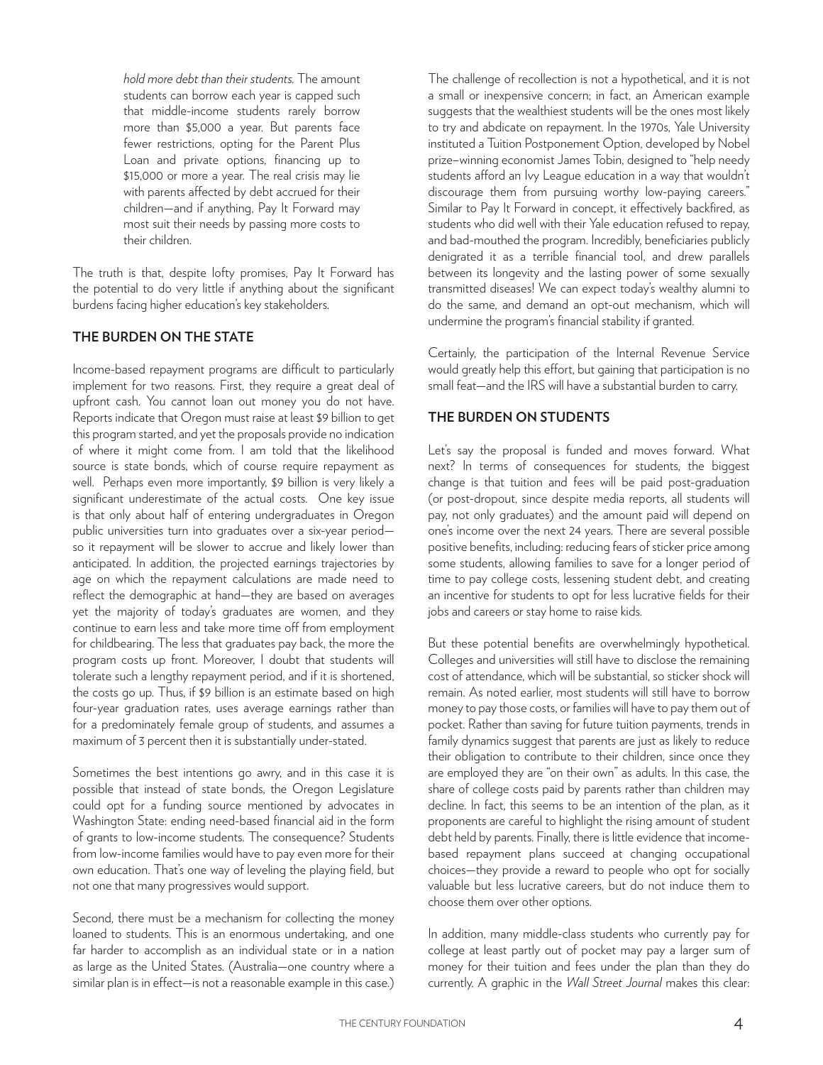*hold more debt than their students.* The amount students can borrow each year is capped such that middle-income students rarely borrow more than $5,000 a year. But parents face fewer restrictions, opting for the Parent Plus Loan and private options, financing up to $15,000 or more a year. The real crisis may lie with parents affected by debt accrued for their children—and if anything, Pay It Forward may most suit their needs by passing more costs to their children.

The truth is that, despite lofty promises, Pay It Forward has the potential to do very little if anything about the significant burdens facing higher education's key stakeholders.

## THE BURDEN ON THE STATE

Income-based repayment programs are difficult to particularly implement for two reasons. First, they require a great deal of upfront cash. You cannot loan out money you do not have. Reports indicate that Oregon must raise at least $9 billion to get this program started, and yet the proposals provide no indication of where it might come from. I am told that the likelihood source is state bonds, which of course require repayment as well. Perhaps even more importantly, $9 billion is very likely a significant underestimate of the actual costs. One key issue is that only about half of entering undergraduates in Oregon public universities turn into graduates over a six-year period—so it repayment will be slower to accrue and likely lower than anticipated. In addition, the projected earnings trajectories by age on which the repayment calculations are made need to reflect the demographic at hand—they are based on averages yet the majority of today's graduates are women, and they continue to earn less and take more time off from employment for childbearing. The less that graduates pay back, the more the program costs up front. Moreover, I doubt that students will tolerate such a lengthy repayment period, and if it is shortened, the costs go up. Thus, if $9 billion is an estimate based on high four-year graduation rates, uses average earnings rather than for a predominately female group of students, and assumes a maximum of 3 percent then it is substantially under-stated.

Sometimes the best intentions go awry, and in this case it is possible that instead of state bonds, the Oregon Legislature could opt for a funding source mentioned by advocates in Washington State: ending need-based financial aid in the form of grants to low-income students. The consequence? Students from low-income families would have to pay even more for their own education. That's one way of leveling the playing field, but not one that many progressives would support.

Second, there must be a mechanism for collecting the money loaned to students. This is an enormous undertaking, and one far harder to accomplish as an individual state or in a nation as large as the United States. (Australia—one country where a similar plan is in effect—is not a reasonable example in this case.)

The challenge of recollection is not a hypothetical, and it is not a small or inexpensive concern; in fact, an American example suggests that the wealthiest students will be the ones most likely to try and abdicate on repayment. In the 1970s, Yale University instituted a Tuition Postponement Option, developed by Nobel prize–winning economist James Tobin, designed to "help needy students afford an Ivy League education in a way that wouldn't discourage them from pursuing worthy low-paying careers." Similar to Pay It Forward in concept, it effectively backfired, as students who did well with their Yale education refused to repay, and bad-mouthed the program. Incredibly, beneficiaries publicly denigrated it as a terrible financial tool, and drew parallels between its longevity and the lasting power of some sexually transmitted diseases! We can expect today's wealthy alumni to do the same, and demand an opt-out mechanism, which will undermine the program's financial stability if granted.

Certainly, the participation of the Internal Revenue Service would greatly help this effort, but gaining that participation is no small feat—and the IRS will have a substantial burden to carry.

## THE BURDEN ON STUDENTS

Let's say the proposal is funded and moves forward. What next? In terms of consequences for students, the biggest change is that tuition and fees will be paid post-graduation (or post-dropout, since despite media reports, all students will pay, not only graduates) and the amount paid will depend on one's income over the next 24 years. There are several possible positive benefits, including: reducing fears of sticker price among some students, allowing families to save for a longer period of time to pay college costs, lessening student debt, and creating an incentive for students to opt for less lucrative fields for their jobs and careers or stay home to raise kids.

But these potential benefits are overwhelmingly hypothetical. Colleges and universities will still have to disclose the remaining cost of attendance, which will be substantial, so sticker shock will remain. As noted earlier, most students will still have to borrow money to pay those costs, or families will have to pay them out of pocket. Rather than saving for future tuition payments, trends in family dynamics suggest that parents are just as likely to reduce their obligation to contribute to their children, since once they are employed they are "on their own" as adults. In this case, the share of college costs paid by parents rather than children may decline. In fact, this seems to be an intention of the plan, as it proponents are careful to highlight the rising amount of student debt held by parents. Finally, there is little evidence that income-based repayment plans succeed at changing occupational choices—they provide a reward to people who opt for socially valuable but less lucrative careers, but do not induce them to choose them over other options.

In addition, many middle-class students who currently pay for college at least partly out of pocket may pay a larger sum of money for their tuition and fees under the plan than they do currently. A graphic in the *Wall Street Journal* makes this clear: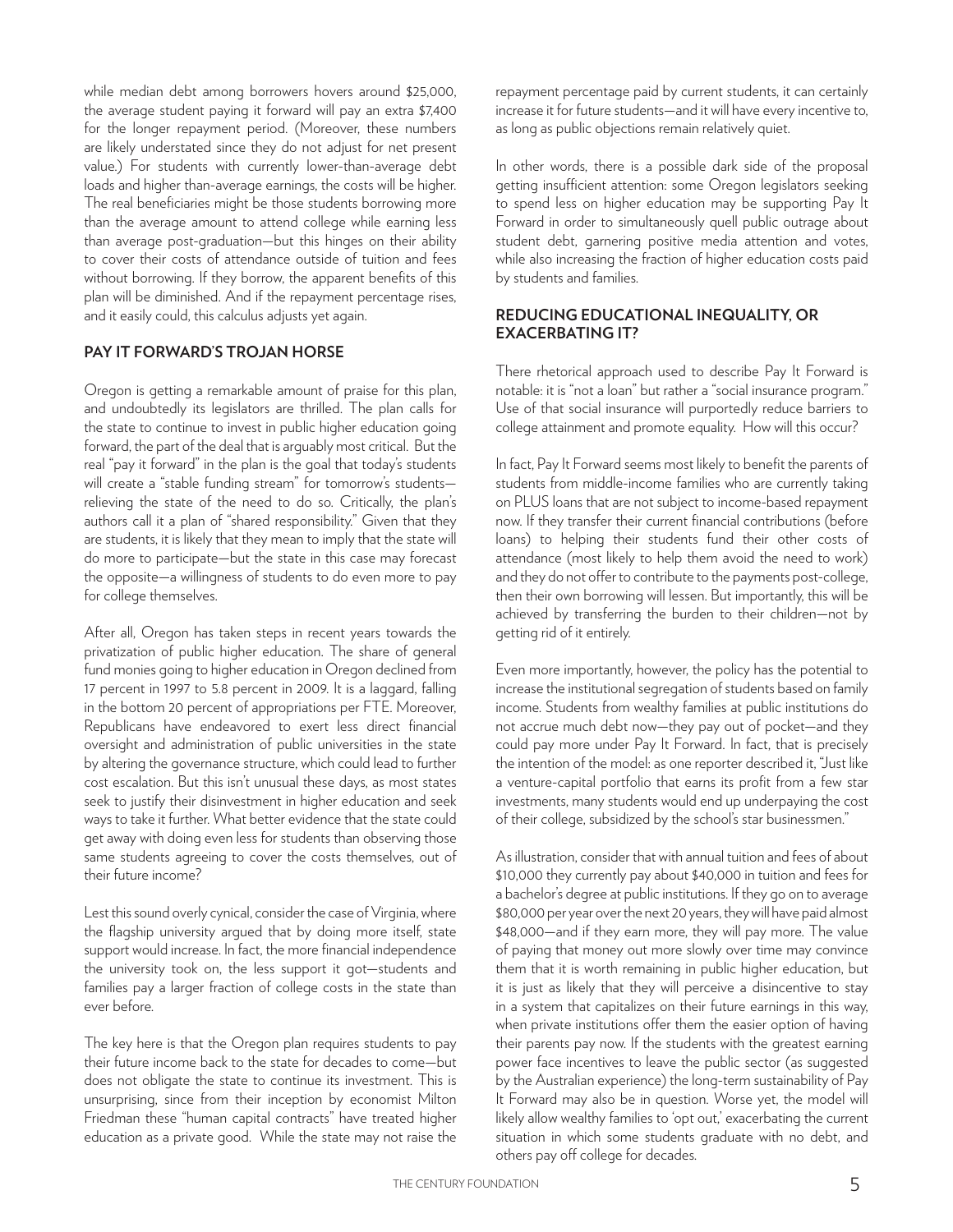while median debt among borrowers hovers around $25,000, the average student paying it forward will pay an extra $7,400 for the longer repayment period. (Moreover, these numbers are likely understated since they do not adjust for net present value.) For students with currently lower-than-average debt loads and higher than-average earnings, the costs will be higher. The real beneficiaries might be those students borrowing more than the average amount to attend college while earning less than average post-graduation—but this hinges on their ability to cover their costs of attendance outside of tuition and fees without borrowing. If they borrow, the apparent benefits of this plan will be diminished. And if the repayment percentage rises, and it easily could, this calculus adjusts yet again.

## PAY IT FORWARD'S TROJAN HORSE

Oregon is getting a remarkable amount of praise for this plan, and undoubtedly its legislators are thrilled. The plan calls for the state to continue to invest in public higher education going forward, the part of the deal that is arguably most critical. But the real "pay it forward" in the plan is the goal that today's students will create a "stable funding stream" for tomorrow's students—relieving the state of the need to do so. Critically, the plan's authors call it a plan of "shared responsibility." Given that they are students, it is likely that they mean to imply that the state will do more to participate—but the state in this case may forecast the opposite—a willingness of students to do even more to pay for college themselves.

After all, Oregon has taken steps in recent years towards the privatization of public higher education. The share of general fund monies going to higher education in Oregon declined from 17 percent in 1997 to 5.8 percent in 2009. It is a laggard, falling in the bottom 20 percent of appropriations per FTE. Moreover, Republicans have endeavored to exert less direct financial oversight and administration of public universities in the state by altering the governance structure, which could lead to further cost escalation. But this isn't unusual these days, as most states seek to justify their disinvestment in higher education and seek ways to take it further. What better evidence that the state could get away with doing even less for students than observing those same students agreeing to cover the costs themselves, out of their future income?

Lest this sound overly cynical, consider the case of Virginia, where the flagship university argued that by doing more itself, state support would increase. In fact, the more financial independence the university took on, the less support it got—students and families pay a larger fraction of college costs in the state than ever before.

The key here is that the Oregon plan requires students to pay their future income back to the state for decades to come—but does not obligate the state to continue its investment. This is unsurprising, since from their inception by economist Milton Friedman these "human capital contracts" have treated higher education as a private good. While the state may not raise the repayment percentage paid by current students, it can certainly increase it for future students—and it will have every incentive to, as long as public objections remain relatively quiet.

In other words, there is a possible dark side of the proposal getting insufficient attention: some Oregon legislators seeking to spend less on higher education may be supporting Pay It Forward in order to simultaneously quell public outrage about student debt, garnering positive media attention and votes, while also increasing the fraction of higher education costs paid by students and families.

## REDUCING EDUCATIONAL INEQUALITY, OR EXACERBATING IT?

There rhetorical approach used to describe Pay It Forward is notable: it is "not a loan" but rather a "social insurance program." Use of that social insurance will purportedly reduce barriers to college attainment and promote equality. How will this occur?

In fact, Pay It Forward seems most likely to benefit the parents of students from middle-income families who are currently taking on PLUS loans that are not subject to income-based repayment now. If they transfer their current financial contributions (before loans) to helping their students fund their other costs of attendance (most likely to help them avoid the need to work) and they do not offer to contribute to the payments post-college, then their own borrowing will lessen. But importantly, this will be achieved by transferring the burden to their children—not by getting rid of it entirely.

Even more importantly, however, the policy has the potential to increase the institutional segregation of students based on family income. Students from wealthy families at public institutions do not accrue much debt now—they pay out of pocket—and they could pay more under Pay It Forward. In fact, that is precisely the intention of the model: as one reporter described it, "Just like a venture-capital portfolio that earns its profit from a few star investments, many students would end up underpaying the cost of their college, subsidized by the school's star businessmen."

As illustration, consider that with annual tuition and fees of about $10,000 they currently pay about $40,000 in tuition and fees for a bachelor's degree at public institutions. If they go on to average $80,000 per year over the next 20 years, they will have paid almost $48,000—and if they earn more, they will pay more. The value of paying that money out more slowly over time may convince them that it is worth remaining in public higher education, but it is just as likely that they will perceive a disincentive to stay in a system that capitalizes on their future earnings in this way, when private institutions offer them the easier option of having their parents pay now. If the students with the greatest earning power face incentives to leave the public sector (as suggested by the Australian experience) the long-term sustainability of Pay It Forward may also be in question. Worse yet, the model will likely allow wealthy families to 'opt out,' exacerbating the current situation in which some students graduate with no debt, and others pay off college for decades.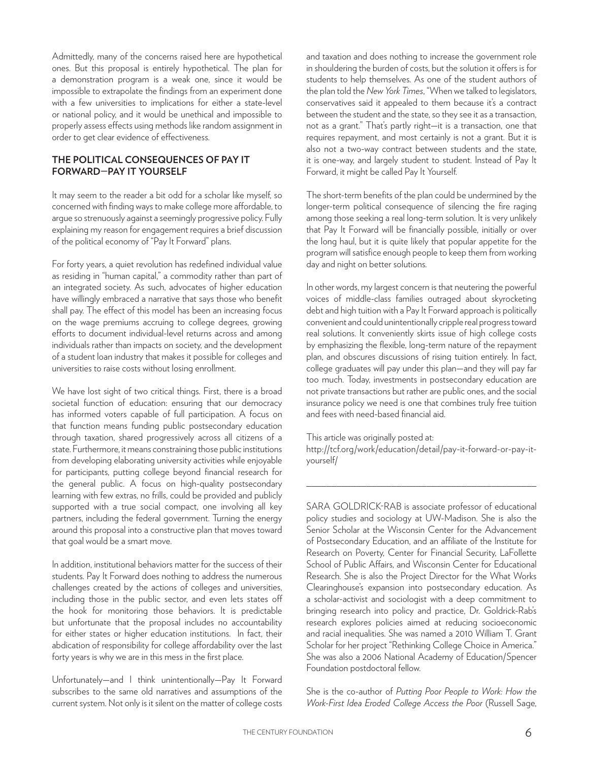Admittedly, many of the concerns raised here are hypothetical ones. But this proposal is entirely hypothetical. The plan for a demonstration program is a weak one, since it would be impossible to extrapolate the findings from an experiment done with a few universities to implications for either a state-level or national policy, and it would be unethical and impossible to properly assess effects using methods like random assignment in order to get clear evidence of effectiveness.

## THE POLITICAL CONSEQUENCES OF PAY IT FORWARD—PAY IT YOURSELF

It may seem to the reader a bit odd for a scholar like myself, so concerned with finding ways to make college more affordable, to argue so strenuously against a seemingly progressive policy. Fully explaining my reason for engagement requires a brief discussion of the political economy of "Pay It Forward" plans.

For forty years, a quiet revolution has redefined individual value as residing in "human capital," a commodity rather than part of an integrated society. As such, advocates of higher education have willingly embraced a narrative that says those who benefit shall pay. The effect of this model has been an increasing focus on the wage premiums accruing to college degrees, growing efforts to document individual-level returns across and among individuals rather than impacts on society, and the development of a student loan industry that makes it possible for colleges and universities to raise costs without losing enrollment.

We have lost sight of two critical things. First, there is a broad societal function of education: ensuring that our democracy has informed voters capable of full participation. A focus on that function means funding public postsecondary education through taxation, shared progressively across all citizens of a state. Furthermore, it means constraining those public institutions from developing elaborating university activities while enjoyable for participants, putting college beyond financial research for the general public. A focus on high-quality postsecondary learning with few extras, no frills, could be provided and publicly supported with a true social compact, one involving all key partners, including the federal government. Turning the energy around this proposal into a constructive plan that moves toward that goal would be a smart move.

In addition, institutional behaviors matter for the success of their students. Pay It Forward does nothing to address the numerous challenges created by the actions of colleges and universities, including those in the public sector, and even lets states off the hook for monitoring those behaviors. It is predictable but unfortunate that the proposal includes no accountability for either states or higher education institutions. In fact, their abdication of responsibility for college affordability over the last forty years is why we are in this mess in the first place.

Unfortunately—and I think unintentionally—Pay It Forward subscribes to the same old narratives and assumptions of the current system. Not only is it silent on the matter of college costs and taxation and does nothing to increase the government role in shouldering the burden of costs, but the solution it offers is for students to help themselves. As one of the student authors of the plan told the *New York Times*, "When we talked to legislators, conservatives said it appealed to them because it's a contract between the student and the state, so they see it as a transaction, not as a grant." That's partly right—it is a transaction, one that requires repayment, and most certainly is not a grant. But it is also not a two-way contract between students and the state, it is one-way, and largely student to student. Instead of Pay It Forward, it might be called Pay It Yourself.

The short-term benefits of the plan could be undermined by the longer-term political consequence of silencing the fire raging among those seeking a real long-term solution. It is very unlikely that Pay It Forward will be financially possible, initially or over the long haul, but it is quite likely that popular appetite for the program will satisfice enough people to keep them from working day and night on better solutions.

In other words, my largest concern is that neutering the powerful voices of middle-class families outraged about skyrocketing debt and high tuition with a Pay It Forward approach is politically convenient and could unintentionally cripple real progress toward real solutions. It conveniently skirts issue of high college costs by emphasizing the flexible, long-term nature of the repayment plan, and obscures discussions of rising tuition entirely. In fact, college graduates will pay under this plan—and they will pay far too much. Today, investments in postsecondary education are not private transactions but rather are public ones, and the social insurance policy we need is one that combines truly free tuition and fees with need-based financial aid.

This article was originally posted at:
http://tcf.org/work/education/detail/pay-it-forward-or-pay-it-yourself/

---

SARA GOLDRICK-RAB is associate professor of educational policy studies and sociology at UW-Madison. She is also the Senior Scholar at the Wisconsin Center for the Advancement of Postsecondary Education, and an affiliate of the Institute for Research on Poverty, Center for Financial Security, LaFollette School of Public Affairs, and Wisconsin Center for Educational Research. She is also the Project Director for the What Works Clearinghouse's expansion into postsecondary education. As a scholar-activist and sociologist with a deep commitment to bringing research into policy and practice, Dr. Goldrick-Rab's research explores policies aimed at reducing socioeconomic and racial inequalities. She was named a 2010 William T. Grant Scholar for her project "Rethinking College Choice in America." She was also a 2006 National Academy of Education/Spencer Foundation postdoctoral fellow.

She is the co-author of *Putting Poor People to Work: How the Work-First Idea Eroded College Access the Poor* (Russell Sage,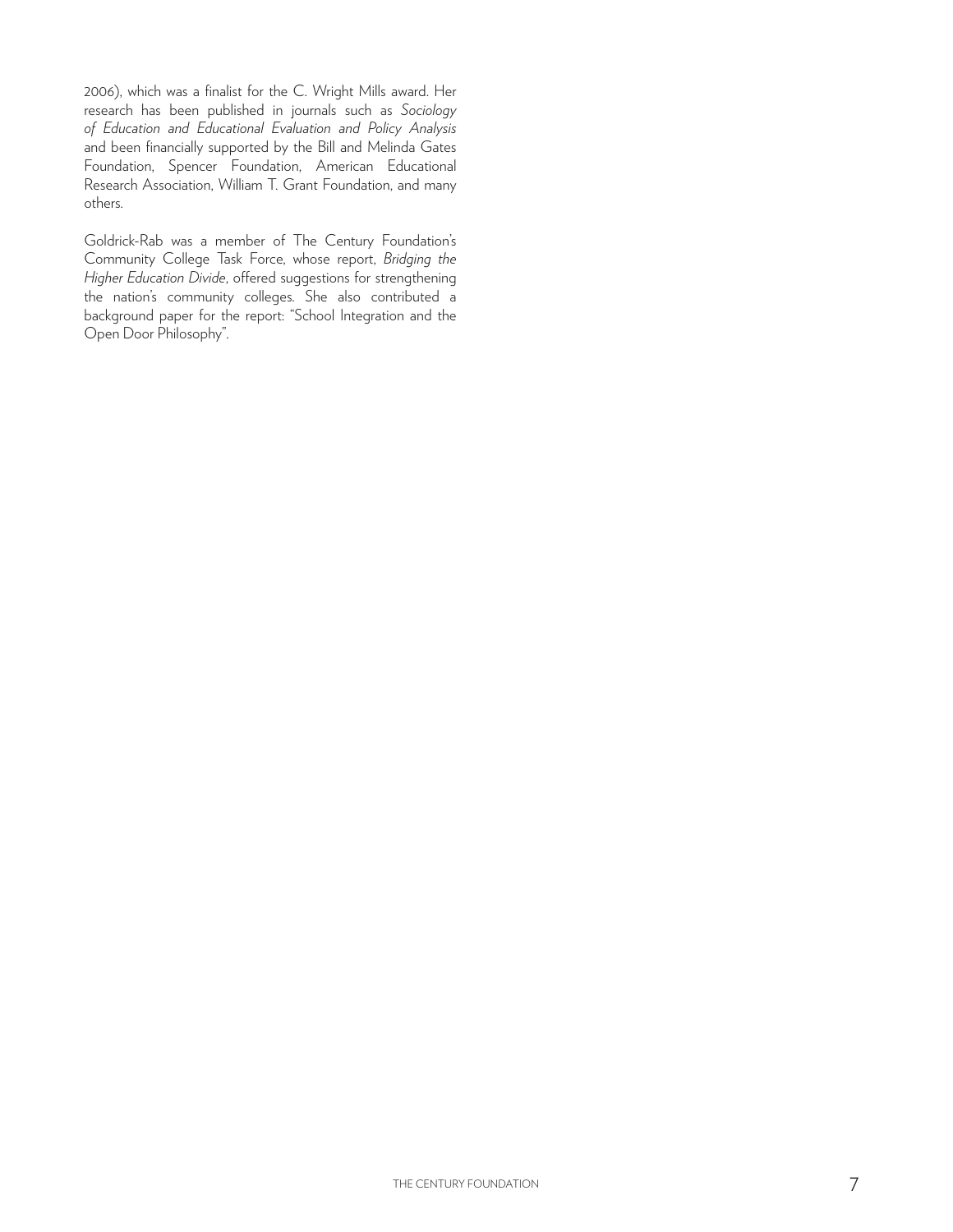2006), which was a finalist for the C. Wright Mills award. Her research has been published in journals such as *Sociology of Education and Educational Evaluation and Policy Analysis* and been financially supported by the Bill and Melinda Gates Foundation, Spencer Foundation, American Educational Research Association, William T. Grant Foundation, and many others.

Goldrick-Rab was a member of The Century Foundation's Community College Task Force, whose report, *Bridging the Higher Education Divide*, offered suggestions for strengthening the nation's community colleges. She also contributed a background paper for the report: "School Integration and the Open Door Philosophy".